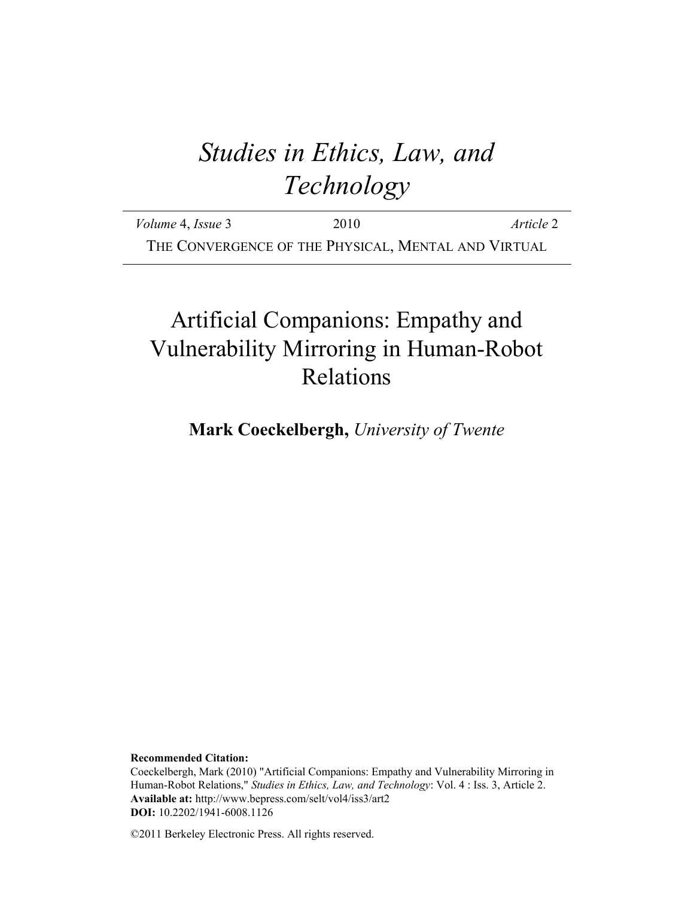# *Studies in Ethics, Law, and Technology*

*Volume* 4, *Issue* 3 2010 *Article* 2

THE CONVERGENCE OF THE PHYSICAL, MENTAL AND VIRTUAL

## Artificial Companions: Empathy and Vulnerability Mirroring in Human-Robot Relations

**Mark Coeckelbergh,** *University of Twente*

**Recommended Citation:**
Coeckelbergh, Mark (2010) "Artificial Companions: Empathy and Vulnerability Mirroring in Human-Robot Relations," *Studies in Ethics, Law, and Technology*: Vol. 4 : Iss. 3, Article 2.
**Available at:** http://www.bepress.com/selt/vol4/iss3/art2
**DOI:** 10.2202/1941-6008.1126

©2011 Berkeley Electronic Press. All rights reserved.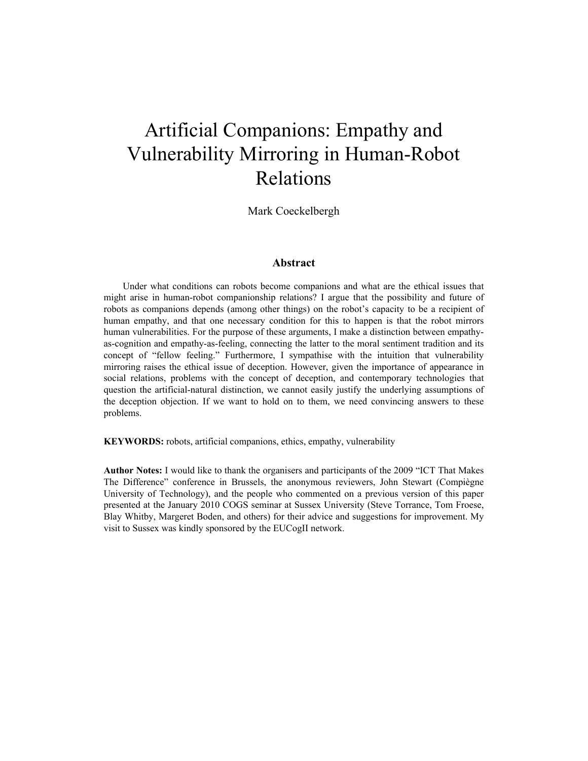# Artificial Companions: Empathy and Vulnerability Mirroring in Human-Robot Relations

Mark Coeckelbergh

## Abstract

Under what conditions can robots become companions and what are the ethical issues that might arise in human-robot companionship relations? I argue that the possibility and future of robots as companions depends (among other things) on the robot's capacity to be a recipient of human empathy, and that one necessary condition for this to happen is that the robot mirrors human vulnerabilities. For the purpose of these arguments, I make a distinction between empathy-as-cognition and empathy-as-feeling, connecting the latter to the moral sentiment tradition and its concept of "fellow feeling." Furthermore, I sympathise with the intuition that vulnerability mirroring raises the ethical issue of deception. However, given the importance of appearance in social relations, problems with the concept of deception, and contemporary technologies that question the artificial-natural distinction, we cannot easily justify the underlying assumptions of the deception objection. If we want to hold on to them, we need convincing answers to these problems.

**KEYWORDS:** robots, artificial companions, ethics, empathy, vulnerability

**Author Notes:** I would like to thank the organisers and participants of the 2009 "ICT That Makes The Difference" conference in Brussels, the anonymous reviewers, John Stewart (Compiègne University of Technology), and the people who commented on a previous version of this paper presented at the January 2010 COGS seminar at Sussex University (Steve Torrance, Tom Froese, Blay Whitby, Margeret Boden, and others) for their advice and suggestions for improvement. My visit to Sussex was kindly sponsored by the EUCogII network.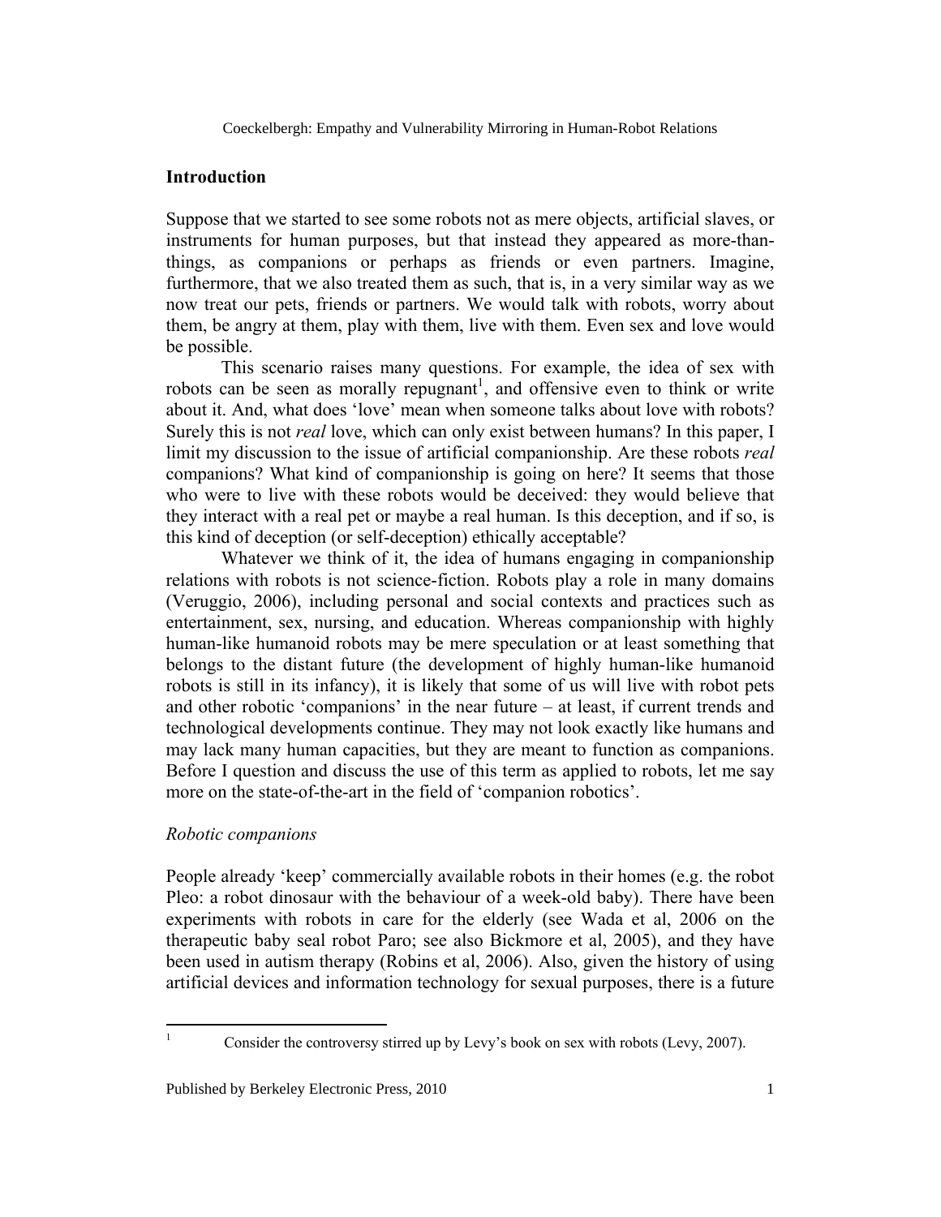## Introduction

Suppose that we started to see some robots not as mere objects, artificial slaves, or instruments for human purposes, but that instead they appeared as more-than-things, as companions or perhaps as friends or even partners. Imagine, furthermore, that we also treated them as such, that is, in a very similar way as we now treat our pets, friends or partners. We would talk with robots, worry about them, be angry at them, play with them, live with them. Even sex and love would be possible.

This scenario raises many questions. For example, the idea of sex with robots can be seen as morally repugnant[1], and offensive even to think or write about it. And, what does 'love' mean when someone talks about love with robots? Surely this is not *real* love, which can only exist between humans? In this paper, I limit my discussion to the issue of artificial companionship. Are these robots *real* companions? What kind of companionship is going on here? It seems that those who were to live with these robots would be deceived: they would believe that they interact with a real pet or maybe a real human. Is this deception, and if so, is this kind of deception (or self-deception) ethically acceptable?

Whatever we think of it, the idea of humans engaging in companionship relations with robots is not science-fiction. Robots play a role in many domains (Veruggio, 2006), including personal and social contexts and practices such as entertainment, sex, nursing, and education. Whereas companionship with highly human-like humanoid robots may be mere speculation or at least something that belongs to the distant future (the development of highly human-like humanoid robots is still in its infancy), it is likely that some of us will live with robot pets and other robotic 'companions' in the near future – at least, if current trends and technological developments continue. They may not look exactly like humans and may lack many human capacities, but they are meant to function as companions. Before I question and discuss the use of this term as applied to robots, let me say more on the state-of-the-art in the field of 'companion robotics'.

### *Robotic companions*

People already 'keep' commercially available robots in their homes (e.g. the robot Pleo: a robot dinosaur with the behaviour of a week-old baby). There have been experiments with robots in care for the elderly (see Wada et al, 2006 on the therapeutic baby seal robot Paro; see also Bickmore et al, 2005), and they have been used in autism therapy (Robins et al, 2006). Also, given the history of using artificial devices and information technology for sexual purposes, there is a future

[1] Consider the controversy stirred up by Levy's book on sex with robots (Levy, 2007).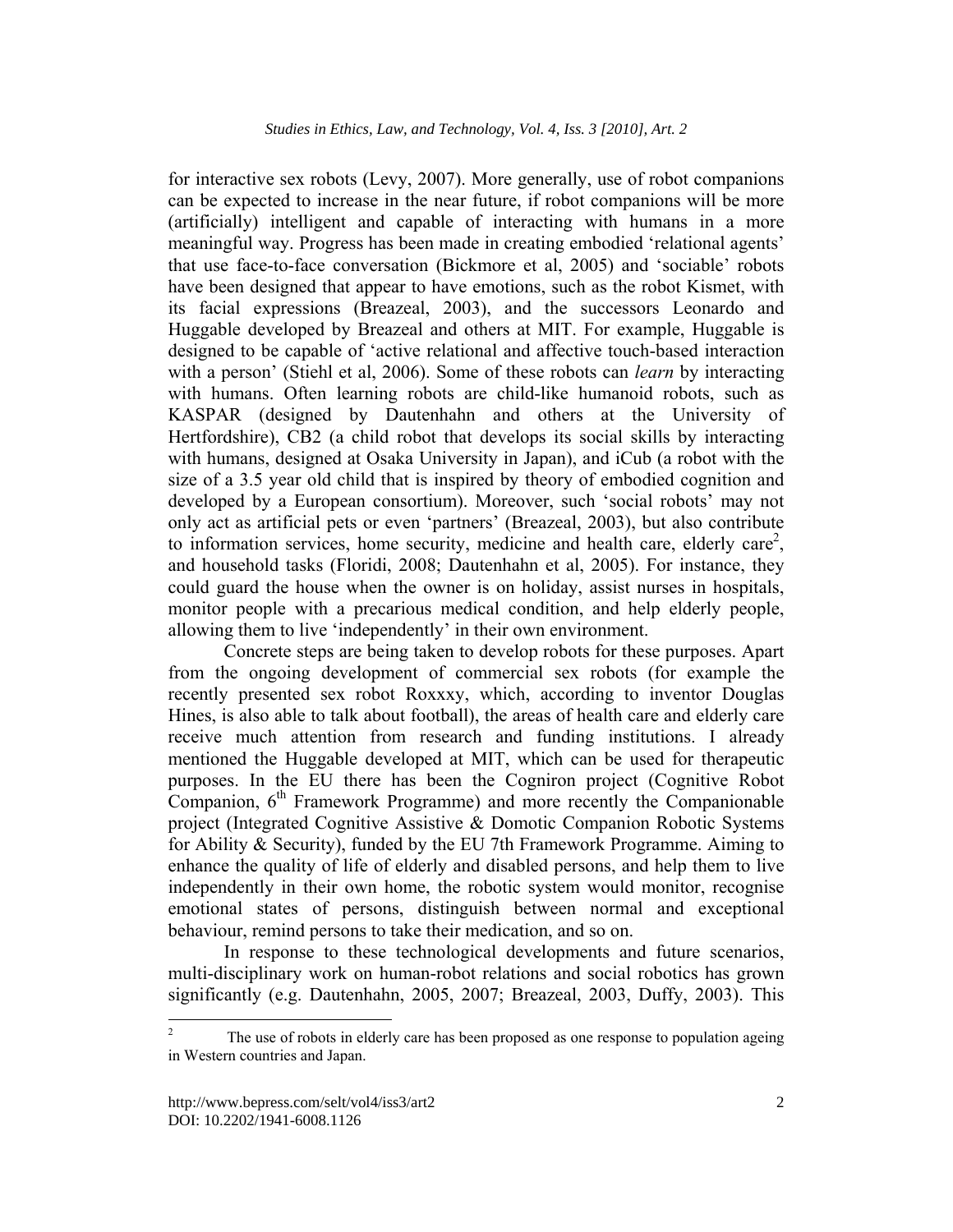for interactive sex robots (Levy, 2007). More generally, use of robot companions can be expected to increase in the near future, if robot companions will be more (artificially) intelligent and capable of interacting with humans in a more meaningful way. Progress has been made in creating embodied 'relational agents' that use face-to-face conversation (Bickmore et al, 2005) and 'sociable' robots have been designed that appear to have emotions, such as the robot Kismet, with its facial expressions (Breazeal, 2003), and the successors Leonardo and Huggable developed by Breazeal and others at MIT. For example, Huggable is designed to be capable of 'active relational and affective touch-based interaction with a person' (Stiehl et al, 2006). Some of these robots can *learn* by interacting with humans. Often learning robots are child-like humanoid robots, such as KASPAR (designed by Dautenhahn and others at the University of Hertfordshire), CB2 (a child robot that develops its social skills by interacting with humans, designed at Osaka University in Japan), and iCub (a robot with the size of a 3.5 year old child that is inspired by theory of embodied cognition and developed by a European consortium). Moreover, such 'social robots' may not only act as artificial pets or even 'partners' (Breazeal, 2003), but also contribute to information services, home security, medicine and health care, elderly care[2], and household tasks (Floridi, 2008; Dautenhahn et al, 2005). For instance, they could guard the house when the owner is on holiday, assist nurses in hospitals, monitor people with a precarious medical condition, and help elderly people, allowing them to live 'independently' in their own environment.

Concrete steps are being taken to develop robots for these purposes. Apart from the ongoing development of commercial sex robots (for example the recently presented sex robot Roxxxy, which, according to inventor Douglas Hines, is also able to talk about football), the areas of health care and elderly care receive much attention from research and funding institutions. I already mentioned the Huggable developed at MIT, which can be used for therapeutic purposes. In the EU there has been the Cogniron project (Cognitive Robot Companion, 6th Framework Programme) and more recently the Companionable project (Integrated Cognitive Assistive & Domotic Companion Robotic Systems for Ability & Security), funded by the EU 7th Framework Programme. Aiming to enhance the quality of life of elderly and disabled persons, and help them to live independently in their own home, the robotic system would monitor, recognise emotional states of persons, distinguish between normal and exceptional behaviour, remind persons to take their medication, and so on.

In response to these technological developments and future scenarios, multi-disciplinary work on human-robot relations and social robotics has grown significantly (e.g. Dautenhahn, 2005, 2007; Breazeal, 2003, Duffy, 2003). This

[2] The use of robots in elderly care has been proposed as one response to population ageing in Western countries and Japan.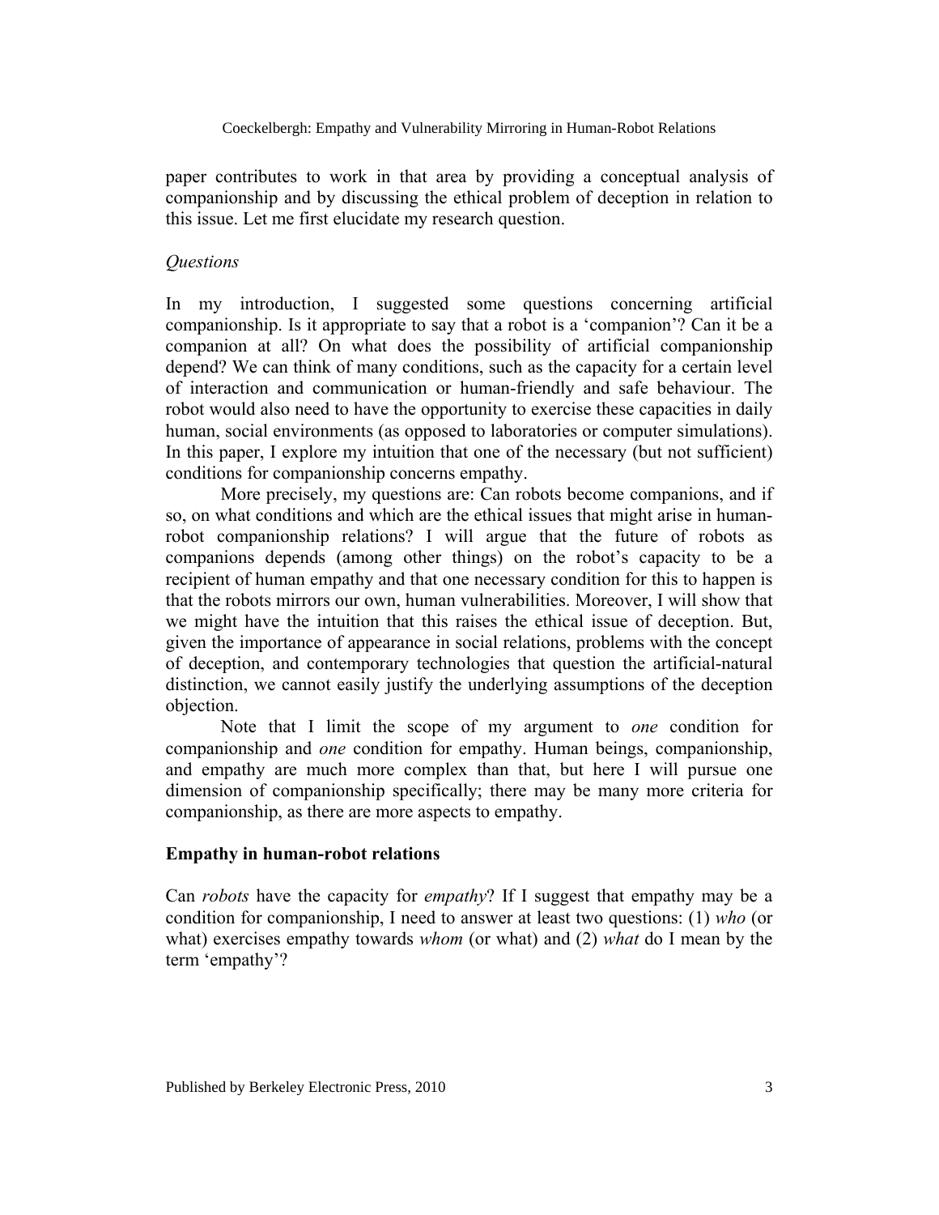paper contributes to work in that area by providing a conceptual analysis of companionship and by discussing the ethical problem of deception in relation to this issue. Let me first elucidate my research question.

*Questions*

In my introduction, I suggested some questions concerning artificial companionship. Is it appropriate to say that a robot is a 'companion'? Can it be a companion at all? On what does the possibility of artificial companionship depend? We can think of many conditions, such as the capacity for a certain level of interaction and communication or human-friendly and safe behaviour. The robot would also need to have the opportunity to exercise these capacities in daily human, social environments (as opposed to laboratories or computer simulations). In this paper, I explore my intuition that one of the necessary (but not sufficient) conditions for companionship concerns empathy.

More precisely, my questions are: Can robots become companions, and if so, on what conditions and which are the ethical issues that might arise in human-robot companionship relations? I will argue that the future of robots as companions depends (among other things) on the robot's capacity to be a recipient of human empathy and that one necessary condition for this to happen is that the robots mirrors our own, human vulnerabilities. Moreover, I will show that we might have the intuition that this raises the ethical issue of deception. But, given the importance of appearance in social relations, problems with the concept of deception, and contemporary technologies that question the artificial-natural distinction, we cannot easily justify the underlying assumptions of the deception objection.

Note that I limit the scope of my argument to *one* condition for companionship and *one* condition for empathy. Human beings, companionship, and empathy are much more complex than that, but here I will pursue one dimension of companionship specifically; there may be many more criteria for companionship, as there are more aspects to empathy.

## Empathy in human-robot relations

Can *robots* have the capacity for *empathy*? If I suggest that empathy may be a condition for companionship, I need to answer at least two questions: (1) *who* (or what) exercises empathy towards *whom* (or what) and (2) *what* do I mean by the term 'empathy'?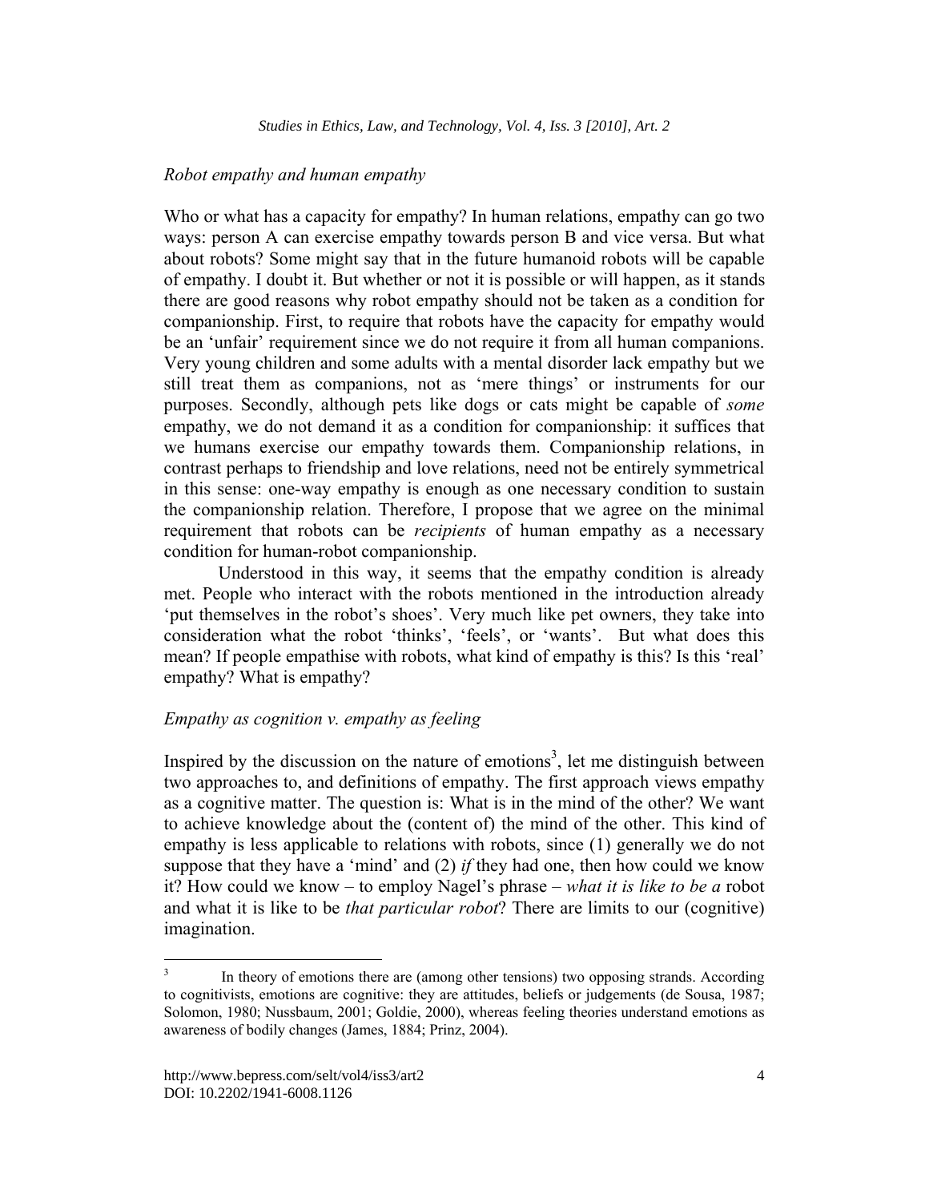*Robot empathy and human empathy*

Who or what has a capacity for empathy? In human relations, empathy can go two ways: person A can exercise empathy towards person B and vice versa. But what about robots? Some might say that in the future humanoid robots will be capable of empathy. I doubt it. But whether or not it is possible or will happen, as it stands there are good reasons why robot empathy should not be taken as a condition for companionship. First, to require that robots have the capacity for empathy would be an 'unfair' requirement since we do not require it from all human companions. Very young children and some adults with a mental disorder lack empathy but we still treat them as companions, not as 'mere things' or instruments for our purposes. Secondly, although pets like dogs or cats might be capable of *some* empathy, we do not demand it as a condition for companionship: it suffices that we humans exercise our empathy towards them. Companionship relations, in contrast perhaps to friendship and love relations, need not be entirely symmetrical in this sense: one-way empathy is enough as one necessary condition to sustain the companionship relation. Therefore, I propose that we agree on the minimal requirement that robots can be *recipients* of human empathy as a necessary condition for human-robot companionship.

Understood in this way, it seems that the empathy condition is already met. People who interact with the robots mentioned in the introduction already 'put themselves in the robot's shoes'. Very much like pet owners, they take into consideration what the robot 'thinks', 'feels', or 'wants'. But what does this mean? If people empathise with robots, what kind of empathy is this? Is this 'real' empathy? What is empathy?

*Empathy as cognition v. empathy as feeling*

Inspired by the discussion on the nature of emotions[3], let me distinguish between two approaches to, and definitions of empathy. The first approach views empathy as a cognitive matter. The question is: What is in the mind of the other? We want to achieve knowledge about the (content of) the mind of the other. This kind of empathy is less applicable to relations with robots, since (1) generally we do not suppose that they have a 'mind' and (2) *if* they had one, then how could we know it? How could we know – to employ Nagel's phrase – *what it is like to be a* robot and what it is like to be *that particular robot*? There are limits to our (cognitive) imagination.

[3] In theory of emotions there are (among other tensions) two opposing strands. According to cognitivists, emotions are cognitive: they are attitudes, beliefs or judgements (de Sousa, 1987; Solomon, 1980; Nussbaum, 2001; Goldie, 2000), whereas feeling theories understand emotions as awareness of bodily changes (James, 1884; Prinz, 2004).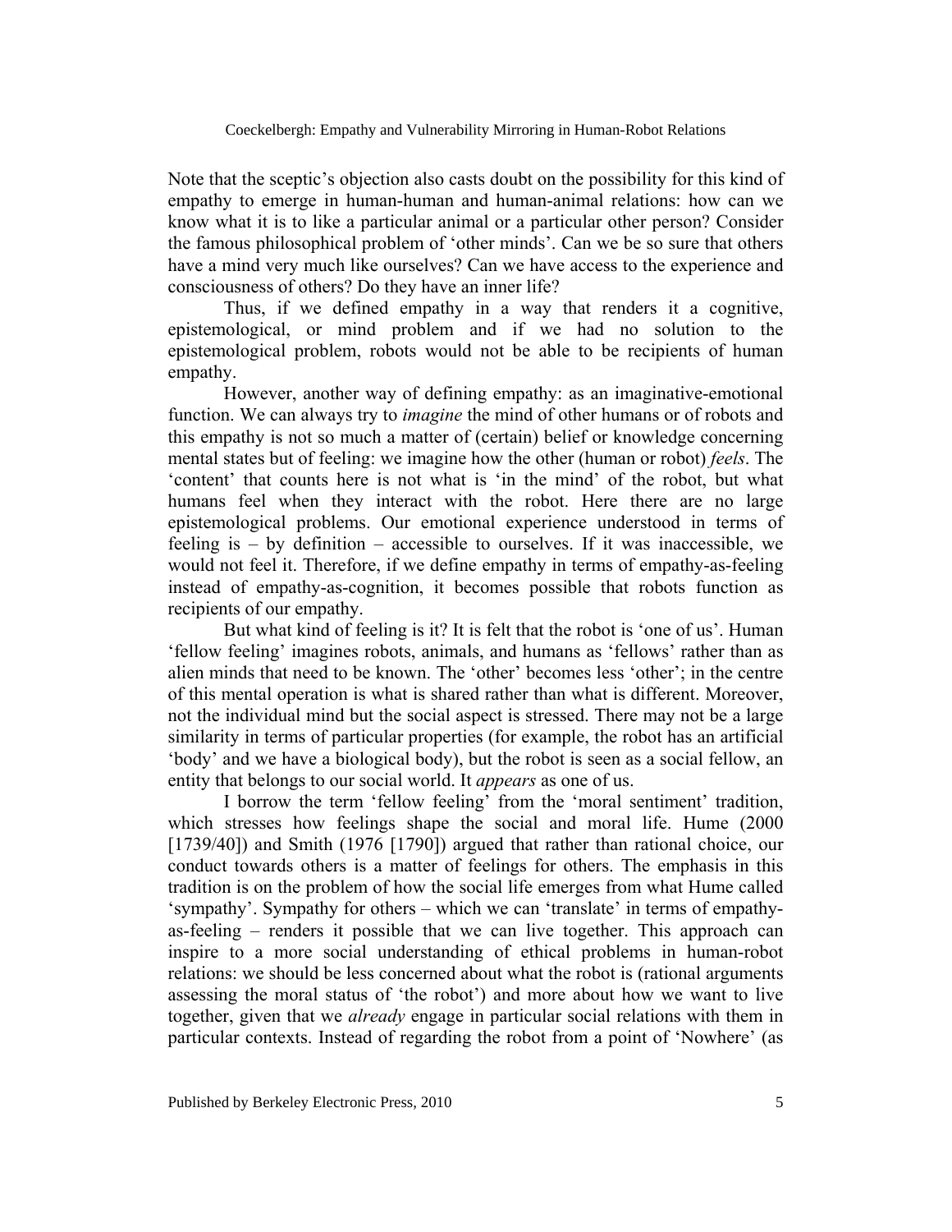Note that the sceptic's objection also casts doubt on the possibility for this kind of empathy to emerge in human-human and human-animal relations: how can we know what it is to like a particular animal or a particular other person? Consider the famous philosophical problem of 'other minds'. Can we be so sure that others have a mind very much like ourselves? Can we have access to the experience and consciousness of others? Do they have an inner life?

Thus, if we defined empathy in a way that renders it a cognitive, epistemological, or mind problem and if we had no solution to the epistemological problem, robots would not be able to be recipients of human empathy.

However, another way of defining empathy: as an imaginative-emotional function. We can always try to *imagine* the mind of other humans or of robots and this empathy is not so much a matter of (certain) belief or knowledge concerning mental states but of feeling: we imagine how the other (human or robot) *feels*. The 'content' that counts here is not what is 'in the mind' of the robot, but what humans feel when they interact with the robot. Here there are no large epistemological problems. Our emotional experience understood in terms of feeling is – by definition – accessible to ourselves. If it was inaccessible, we would not feel it. Therefore, if we define empathy in terms of empathy-as-feeling instead of empathy-as-cognition, it becomes possible that robots function as recipients of our empathy.

But what kind of feeling is it? It is felt that the robot is 'one of us'. Human 'fellow feeling' imagines robots, animals, and humans as 'fellows' rather than as alien minds that need to be known. The 'other' becomes less 'other'; in the centre of this mental operation is what is shared rather than what is different. Moreover, not the individual mind but the social aspect is stressed. There may not be a large similarity in terms of particular properties (for example, the robot has an artificial 'body' and we have a biological body), but the robot is seen as a social fellow, an entity that belongs to our social world. It *appears* as one of us.

I borrow the term 'fellow feeling' from the 'moral sentiment' tradition, which stresses how feelings shape the social and moral life. Hume (2000 [1739/40]) and Smith (1976 [1790]) argued that rather than rational choice, our conduct towards others is a matter of feelings for others. The emphasis in this tradition is on the problem of how the social life emerges from what Hume called 'sympathy'. Sympathy for others – which we can 'translate' in terms of empathy-as-feeling – renders it possible that we can live together. This approach can inspire to a more social understanding of ethical problems in human-robot relations: we should be less concerned about what the robot is (rational arguments assessing the moral status of 'the robot') and more about how we want to live together, given that we *already* engage in particular social relations with them in particular contexts. Instead of regarding the robot from a point of 'Nowhere' (as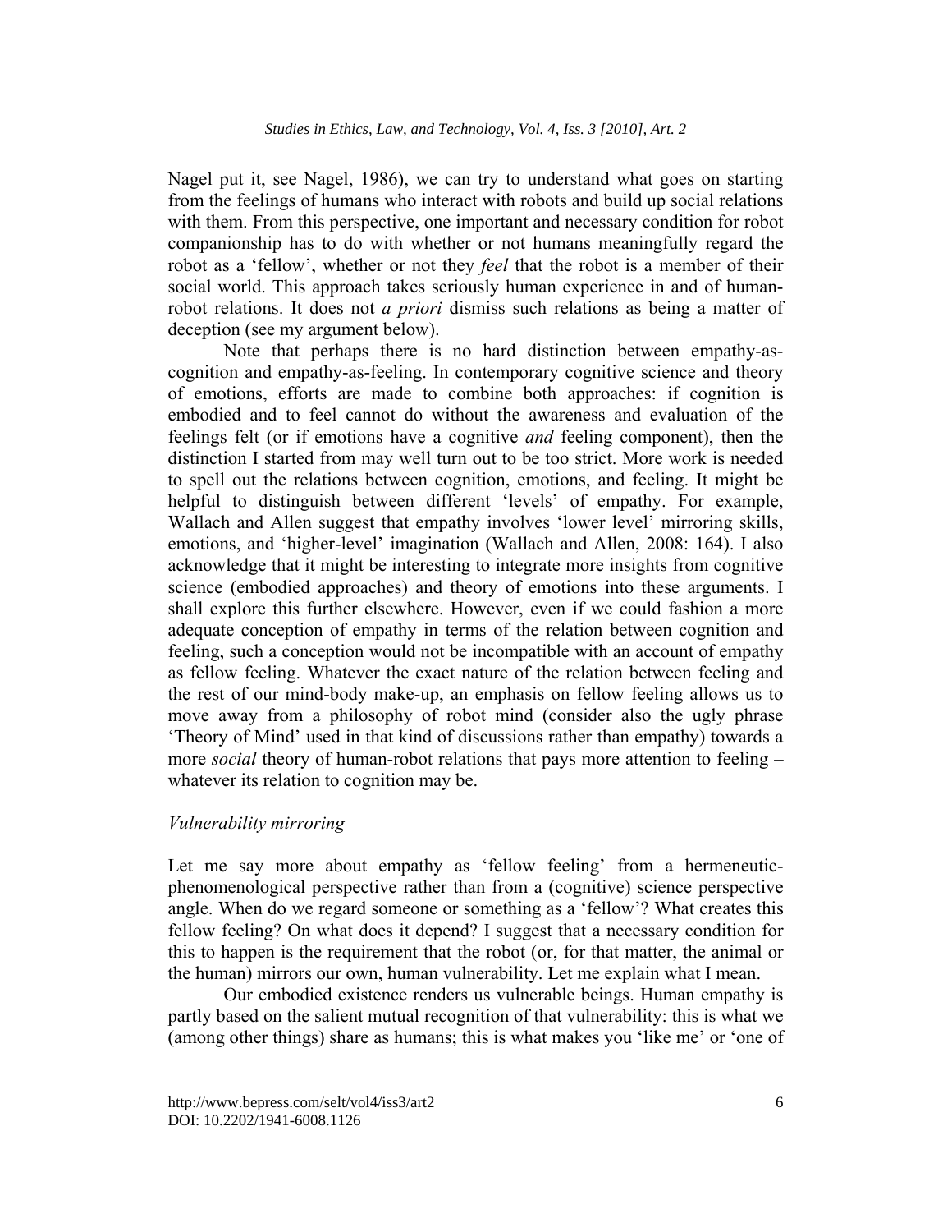Nagel put it, see Nagel, 1986), we can try to understand what goes on starting from the feelings of humans who interact with robots and build up social relations with them. From this perspective, one important and necessary condition for robot companionship has to do with whether or not humans meaningfully regard the robot as a 'fellow', whether or not they *feel* that the robot is a member of their social world. This approach takes seriously human experience in and of human-robot relations. It does not *a priori* dismiss such relations as being a matter of deception (see my argument below).

Note that perhaps there is no hard distinction between empathy-as-cognition and empathy-as-feeling. In contemporary cognitive science and theory of emotions, efforts are made to combine both approaches: if cognition is embodied and to feel cannot do without the awareness and evaluation of the feelings felt (or if emotions have a cognitive *and* feeling component), then the distinction I started from may well turn out to be too strict. More work is needed to spell out the relations between cognition, emotions, and feeling. It might be helpful to distinguish between different 'levels' of empathy. For example, Wallach and Allen suggest that empathy involves 'lower level' mirroring skills, emotions, and 'higher-level' imagination (Wallach and Allen, 2008: 164). I also acknowledge that it might be interesting to integrate more insights from cognitive science (embodied approaches) and theory of emotions into these arguments. I shall explore this further elsewhere. However, even if we could fashion a more adequate conception of empathy in terms of the relation between cognition and feeling, such a conception would not be incompatible with an account of empathy as fellow feeling. Whatever the exact nature of the relation between feeling and the rest of our mind-body make-up, an emphasis on fellow feeling allows us to move away from a philosophy of robot mind (consider also the ugly phrase 'Theory of Mind' used in that kind of discussions rather than empathy) towards a more *social* theory of human-robot relations that pays more attention to feeling – whatever its relation to cognition may be.

### *Vulnerability mirroring*

Let me say more about empathy as 'fellow feeling' from a hermeneutic-phenomenological perspective rather than from a (cognitive) science perspective angle. When do we regard someone or something as a 'fellow'? What creates this fellow feeling? On what does it depend? I suggest that a necessary condition for this to happen is the requirement that the robot (or, for that matter, the animal or the human) mirrors our own, human vulnerability. Let me explain what I mean.

Our embodied existence renders us vulnerable beings. Human empathy is partly based on the salient mutual recognition of that vulnerability: this is what we (among other things) share as humans; this is what makes you 'like me' or 'one of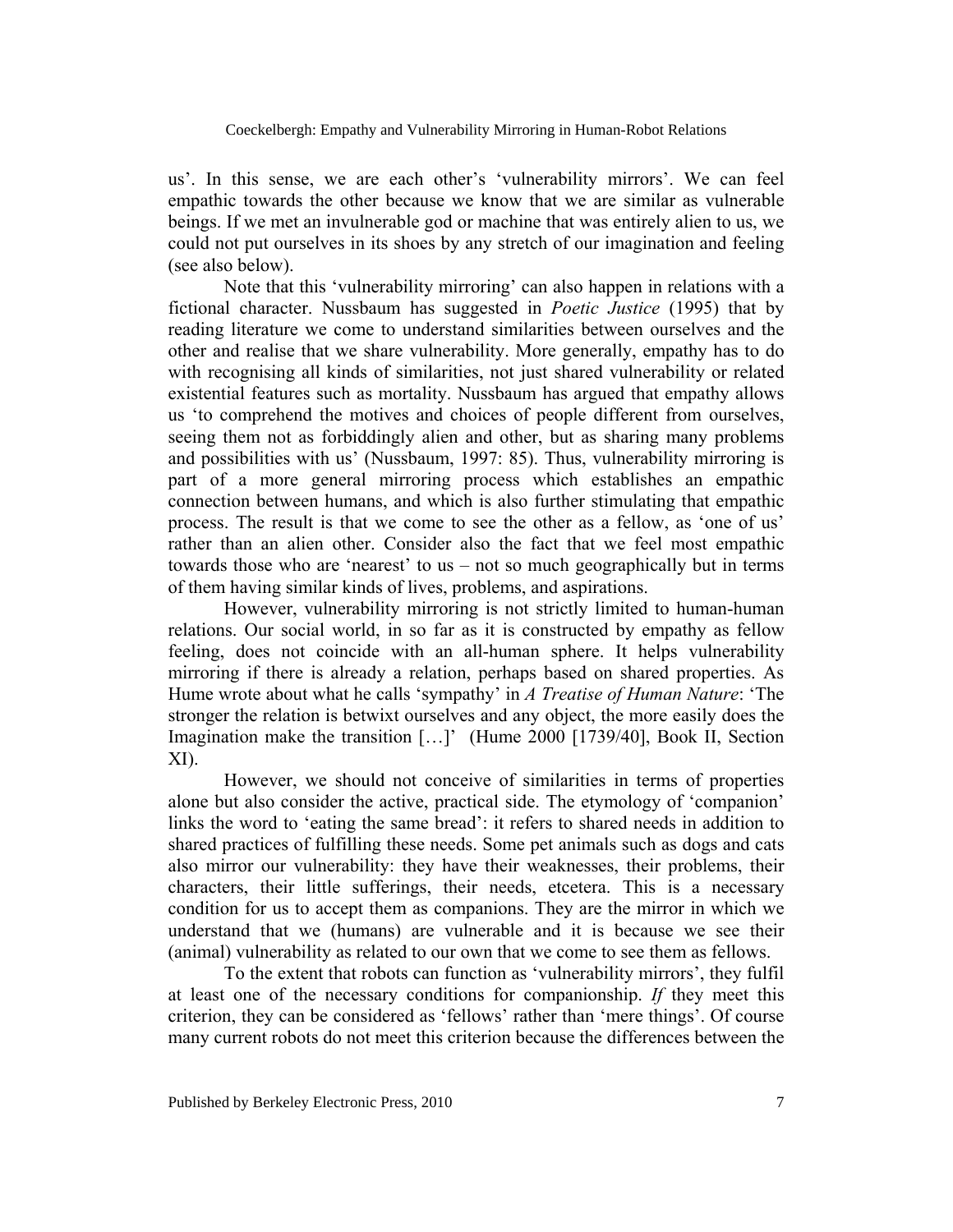us'. In this sense, we are each other's 'vulnerability mirrors'. We can feel empathic towards the other because we know that we are similar as vulnerable beings. If we met an invulnerable god or machine that was entirely alien to us, we could not put ourselves in its shoes by any stretch of our imagination and feeling (see also below).

Note that this 'vulnerability mirroring' can also happen in relations with a fictional character. Nussbaum has suggested in *Poetic Justice* (1995) that by reading literature we come to understand similarities between ourselves and the other and realise that we share vulnerability. More generally, empathy has to do with recognising all kinds of similarities, not just shared vulnerability or related existential features such as mortality. Nussbaum has argued that empathy allows us 'to comprehend the motives and choices of people different from ourselves, seeing them not as forbiddingly alien and other, but as sharing many problems and possibilities with us' (Nussbaum, 1997: 85). Thus, vulnerability mirroring is part of a more general mirroring process which establishes an empathic connection between humans, and which is also further stimulating that empathic process. The result is that we come to see the other as a fellow, as 'one of us' rather than an alien other. Consider also the fact that we feel most empathic towards those who are 'nearest' to us – not so much geographically but in terms of them having similar kinds of lives, problems, and aspirations.

However, vulnerability mirroring is not strictly limited to human-human relations. Our social world, in so far as it is constructed by empathy as fellow feeling, does not coincide with an all-human sphere. It helps vulnerability mirroring if there is already a relation, perhaps based on shared properties. As Hume wrote about what he calls 'sympathy' in *A Treatise of Human Nature*: 'The stronger the relation is betwixt ourselves and any object, the more easily does the Imagination make the transition […]' (Hume 2000 [1739/40], Book II, Section XI).

However, we should not conceive of similarities in terms of properties alone but also consider the active, practical side. The etymology of 'companion' links the word to 'eating the same bread': it refers to shared needs in addition to shared practices of fulfilling these needs. Some pet animals such as dogs and cats also mirror our vulnerability: they have their weaknesses, their problems, their characters, their little sufferings, their needs, etcetera. This is a necessary condition for us to accept them as companions. They are the mirror in which we understand that we (humans) are vulnerable and it is because we see their (animal) vulnerability as related to our own that we come to see them as fellows.

To the extent that robots can function as 'vulnerability mirrors', they fulfil at least one of the necessary conditions for companionship. *If* they meet this criterion, they can be considered as 'fellows' rather than 'mere things'. Of course many current robots do not meet this criterion because the differences between the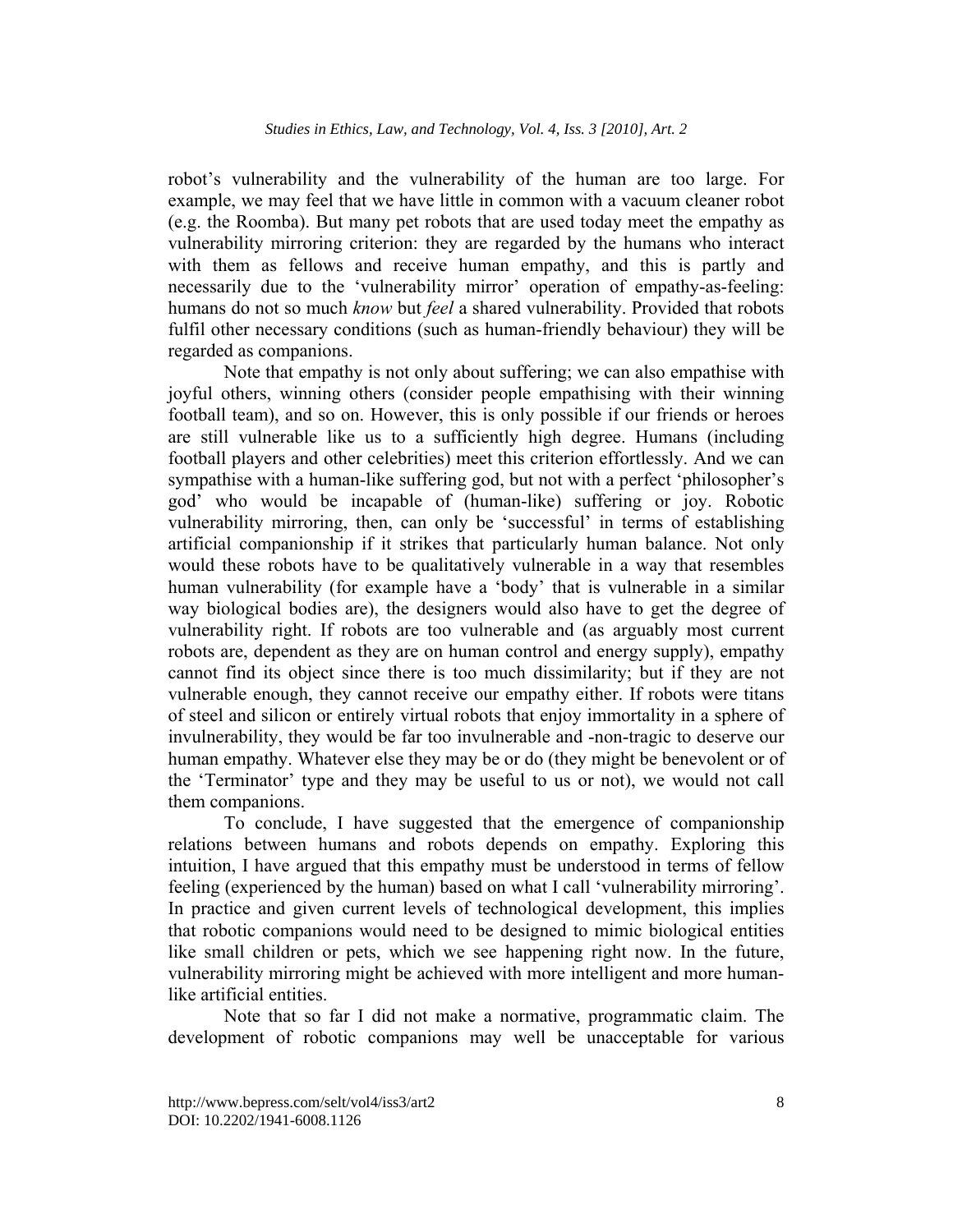robot's vulnerability and the vulnerability of the human are too large. For example, we may feel that we have little in common with a vacuum cleaner robot (e.g. the Roomba). But many pet robots that are used today meet the empathy as vulnerability mirroring criterion: they are regarded by the humans who interact with them as fellows and receive human empathy, and this is partly and necessarily due to the 'vulnerability mirror' operation of empathy-as-feeling: humans do not so much *know* but *feel* a shared vulnerability. Provided that robots fulfil other necessary conditions (such as human-friendly behaviour) they will be regarded as companions.

Note that empathy is not only about suffering; we can also empathise with joyful others, winning others (consider people empathising with their winning football team), and so on. However, this is only possible if our friends or heroes are still vulnerable like us to a sufficiently high degree. Humans (including football players and other celebrities) meet this criterion effortlessly. And we can sympathise with a human-like suffering god, but not with a perfect 'philosopher's god' who would be incapable of (human-like) suffering or joy. Robotic vulnerability mirroring, then, can only be 'successful' in terms of establishing artificial companionship if it strikes that particularly human balance. Not only would these robots have to be qualitatively vulnerable in a way that resembles human vulnerability (for example have a 'body' that is vulnerable in a similar way biological bodies are), the designers would also have to get the degree of vulnerability right. If robots are too vulnerable and (as arguably most current robots are, dependent as they are on human control and energy supply), empathy cannot find its object since there is too much dissimilarity; but if they are not vulnerable enough, they cannot receive our empathy either. If robots were titans of steel and silicon or entirely virtual robots that enjoy immortality in a sphere of invulnerability, they would be far too invulnerable and -non-tragic to deserve our human empathy. Whatever else they may be or do (they might be benevolent or of the 'Terminator' type and they may be useful to us or not), we would not call them companions.

To conclude, I have suggested that the emergence of companionship relations between humans and robots depends on empathy. Exploring this intuition, I have argued that this empathy must be understood in terms of fellow feeling (experienced by the human) based on what I call 'vulnerability mirroring'. In practice and given current levels of technological development, this implies that robotic companions would need to be designed to mimic biological entities like small children or pets, which we see happening right now. In the future, vulnerability mirroring might be achieved with more intelligent and more human-like artificial entities.

Note that so far I did not make a normative, programmatic claim. The development of robotic companions may well be unacceptable for various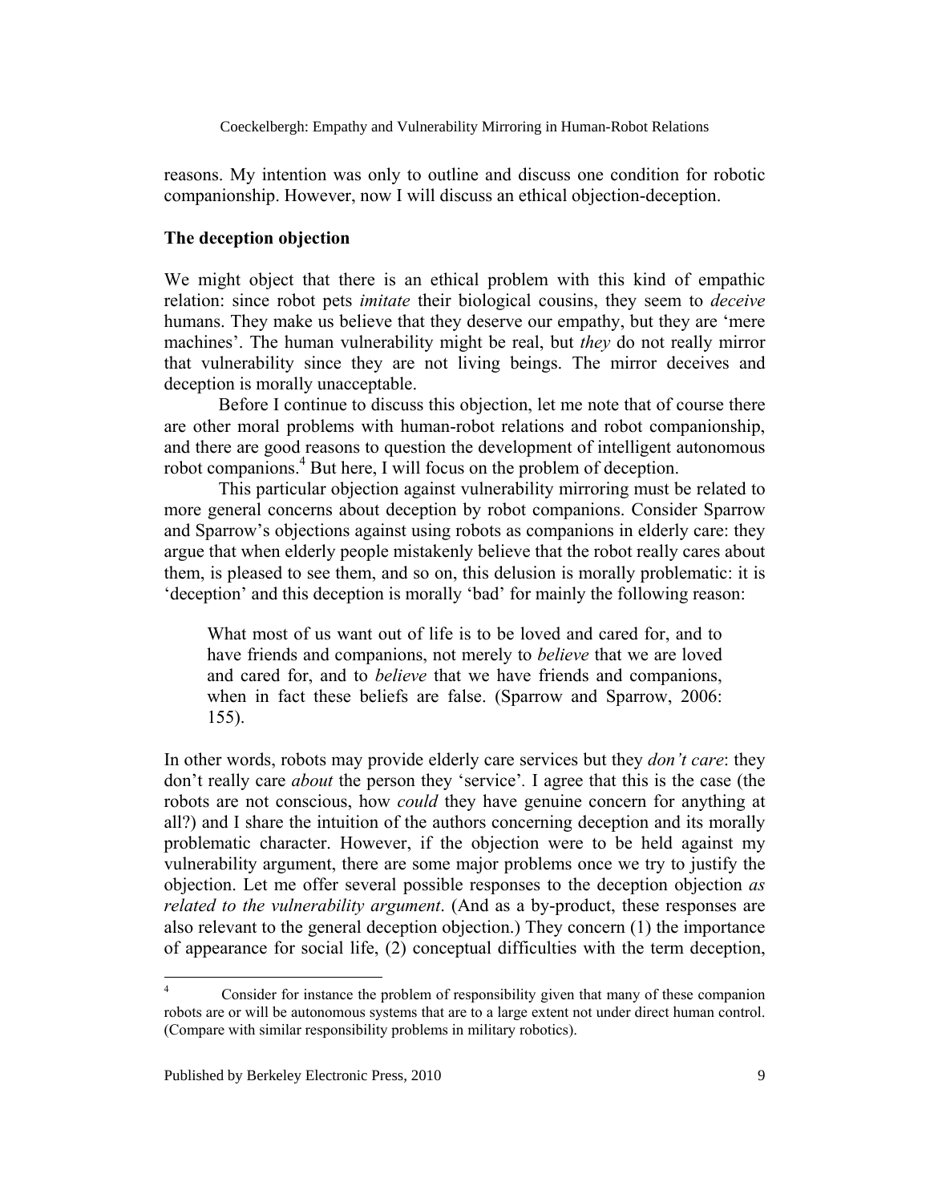reasons. My intention was only to outline and discuss one condition for robotic companionship. However, now I will discuss an ethical objection-deception.

## The deception objection

We might object that there is an ethical problem with this kind of empathic relation: since robot pets *imitate* their biological cousins, they seem to *deceive* humans. They make us believe that they deserve our empathy, but they are 'mere machines'. The human vulnerability might be real, but *they* do not really mirror that vulnerability since they are not living beings. The mirror deceives and deception is morally unacceptable.

Before I continue to discuss this objection, let me note that of course there are other moral problems with human-robot relations and robot companionship, and there are good reasons to question the development of intelligent autonomous robot companions.[4] But here, I will focus on the problem of deception.

This particular objection against vulnerability mirroring must be related to more general concerns about deception by robot companions. Consider Sparrow and Sparrow's objections against using robots as companions in elderly care: they argue that when elderly people mistakenly believe that the robot really cares about them, is pleased to see them, and so on, this delusion is morally problematic: it is 'deception' and this deception is morally 'bad' for mainly the following reason:

> What most of us want out of life is to be loved and cared for, and to have friends and companions, not merely to *believe* that we are loved and cared for, and to *believe* that we have friends and companions, when in fact these beliefs are false. (Sparrow and Sparrow, 2006: 155).

In other words, robots may provide elderly care services but they *don't care*: they don't really care *about* the person they 'service'. I agree that this is the case (the robots are not conscious, how *could* they have genuine concern for anything at all?) and I share the intuition of the authors concerning deception and its morally problematic character. However, if the objection were to be held against my vulnerability argument, there are some major problems once we try to justify the objection. Let me offer several possible responses to the deception objection *as related to the vulnerability argument*. (And as a by-product, these responses are also relevant to the general deception objection.) They concern (1) the importance of appearance for social life, (2) conceptual difficulties with the term deception,

[4] Consider for instance the problem of responsibility given that many of these companion robots are or will be autonomous systems that are to a large extent not under direct human control. (Compare with similar responsibility problems in military robotics).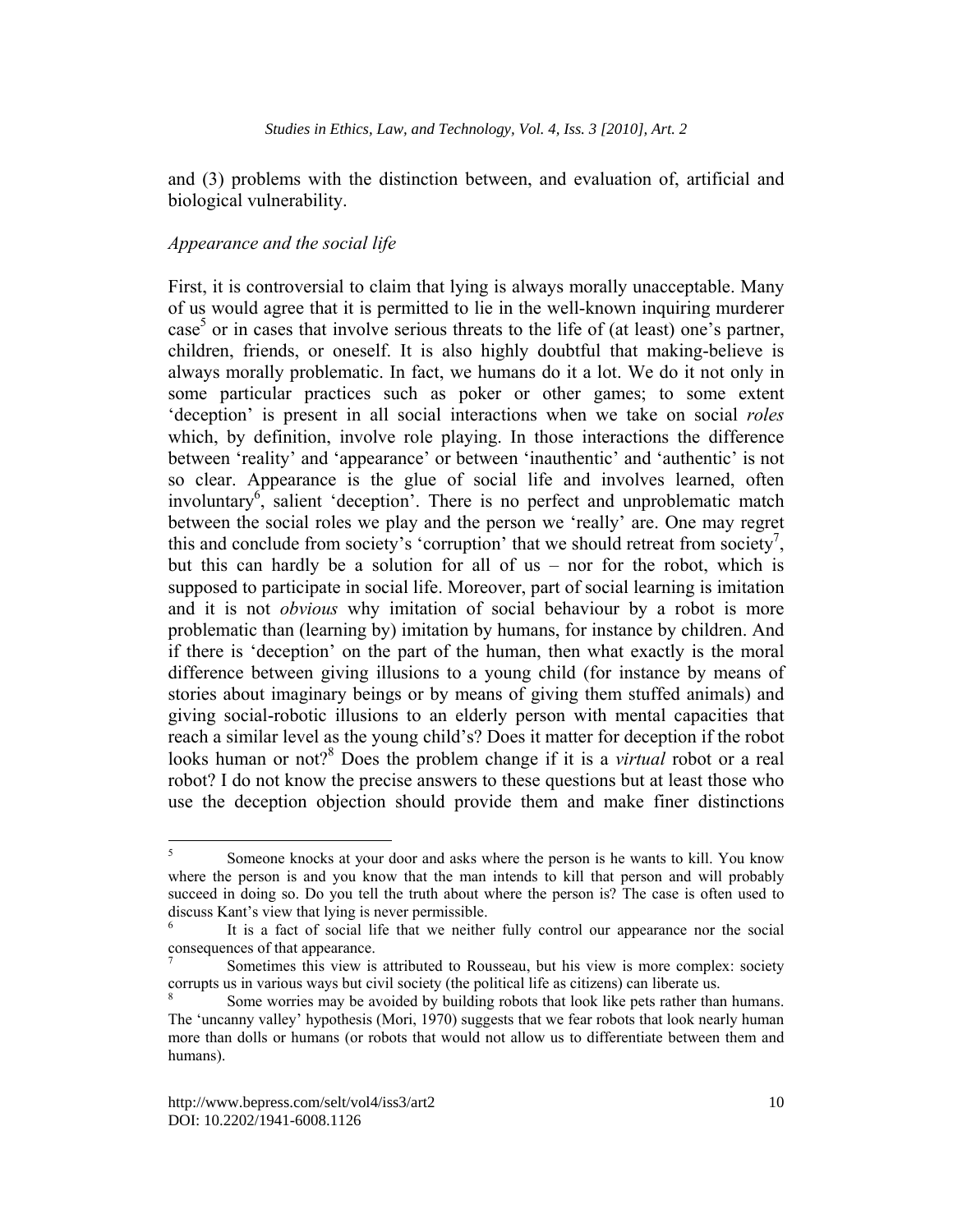and (3) problems with the distinction between, and evaluation of, artificial and biological vulnerability.

*Appearance and the social life*

First, it is controversial to claim that lying is always morally unacceptable. Many of us would agree that it is permitted to lie in the well-known inquiring murderer case[5] or in cases that involve serious threats to the life of (at least) one's partner, children, friends, or oneself. It is also highly doubtful that making-believe is always morally problematic. In fact, we humans do it a lot. We do it not only in some particular practices such as poker or other games; to some extent 'deception' is present in all social interactions when we take on social *roles* which, by definition, involve role playing. In those interactions the difference between 'reality' and 'appearance' or between 'inauthentic' and 'authentic' is not so clear. Appearance is the glue of social life and involves learned, often involuntary[6], salient 'deception'. There is no perfect and unproblematic match between the social roles we play and the person we 'really' are. One may regret this and conclude from society's 'corruption' that we should retreat from society[7], but this can hardly be a solution for all of us – nor for the robot, which is supposed to participate in social life. Moreover, part of social learning is imitation and it is not *obvious* why imitation of social behaviour by a robot is more problematic than (learning by) imitation by humans, for instance by children. And if there is 'deception' on the part of the human, then what exactly is the moral difference between giving illusions to a young child (for instance by means of stories about imaginary beings or by means of giving them stuffed animals) and giving social-robotic illusions to an elderly person with mental capacities that reach a similar level as the young child's? Does it matter for deception if the robot looks human or not?[8] Does the problem change if it is a *virtual* robot or a real robot? I do not know the precise answers to these questions but at least those who use the deception objection should provide them and make finer distinctions

---

[5] Someone knocks at your door and asks where the person is he wants to kill. You know where the person is and you know that the man intends to kill that person and will probably succeed in doing so. Do you tell the truth about where the person is? The case is often used to discuss Kant's view that lying is never permissible.

[6] It is a fact of social life that we neither fully control our appearance nor the social consequences of that appearance.

[7] Sometimes this view is attributed to Rousseau, but his view is more complex: society corrupts us in various ways but civil society (the political life as citizens) can liberate us.

[8] Some worries may be avoided by building robots that look like pets rather than humans. The 'uncanny valley' hypothesis (Mori, 1970) suggests that we fear robots that look nearly human more than dolls or humans (or robots that would not allow us to differentiate between them and humans).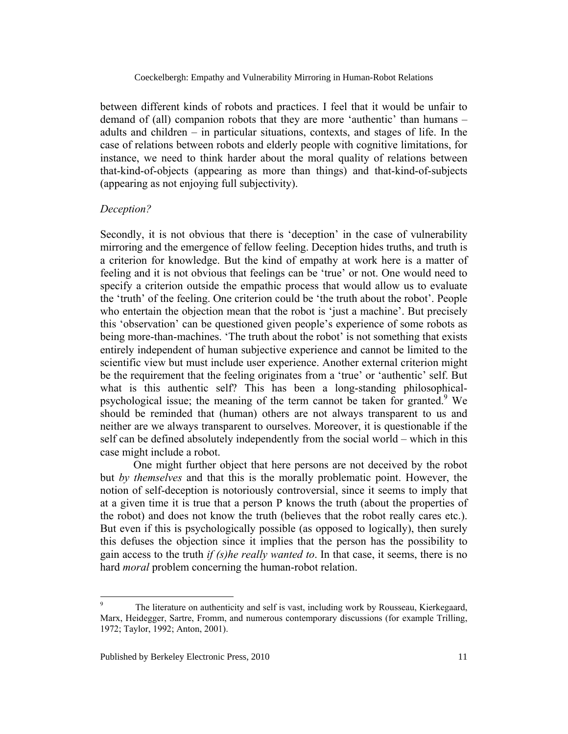between different kinds of robots and practices. I feel that it would be unfair to demand of (all) companion robots that they are more 'authentic' than humans – adults and children – in particular situations, contexts, and stages of life. In the case of relations between robots and elderly people with cognitive limitations, for instance, we need to think harder about the moral quality of relations between that-kind-of-objects (appearing as more than things) and that-kind-of-subjects (appearing as not enjoying full subjectivity).

*Deception?*

Secondly, it is not obvious that there is 'deception' in the case of vulnerability mirroring and the emergence of fellow feeling. Deception hides truths, and truth is a criterion for knowledge. But the kind of empathy at work here is a matter of feeling and it is not obvious that feelings can be 'true' or not. One would need to specify a criterion outside the empathic process that would allow us to evaluate the 'truth' of the feeling. One criterion could be 'the truth about the robot'. People who entertain the objection mean that the robot is 'just a machine'. But precisely this 'observation' can be questioned given people's experience of some robots as being more-than-machines. 'The truth about the robot' is not something that exists entirely independent of human subjective experience and cannot be limited to the scientific view but must include user experience. Another external criterion might be the requirement that the feeling originates from a 'true' or 'authentic' self. But what is this authentic self? This has been a long-standing philosophical-psychological issue; the meaning of the term cannot be taken for granted.[9] We should be reminded that (human) others are not always transparent to us and neither are we always transparent to ourselves. Moreover, it is questionable if the self can be defined absolutely independently from the social world – which in this case might include a robot.

One might further object that here persons are not deceived by the robot but *by themselves* and that this is the morally problematic point. However, the notion of self-deception is notoriously controversial, since it seems to imply that at a given time it is true that a person P knows the truth (about the properties of the robot) and does not know the truth (believes that the robot really cares etc.). But even if this is psychologically possible (as opposed to logically), then surely this defuses the objection since it implies that the person has the possibility to gain access to the truth *if (s)he really wanted to*. In that case, it seems, there is no hard *moral* problem concerning the human-robot relation.

---

[9] The literature on authenticity and self is vast, including work by Rousseau, Kierkegaard, Marx, Heidegger, Sartre, Fromm, and numerous contemporary discussions (for example Trilling, 1972; Taylor, 1992; Anton, 2001).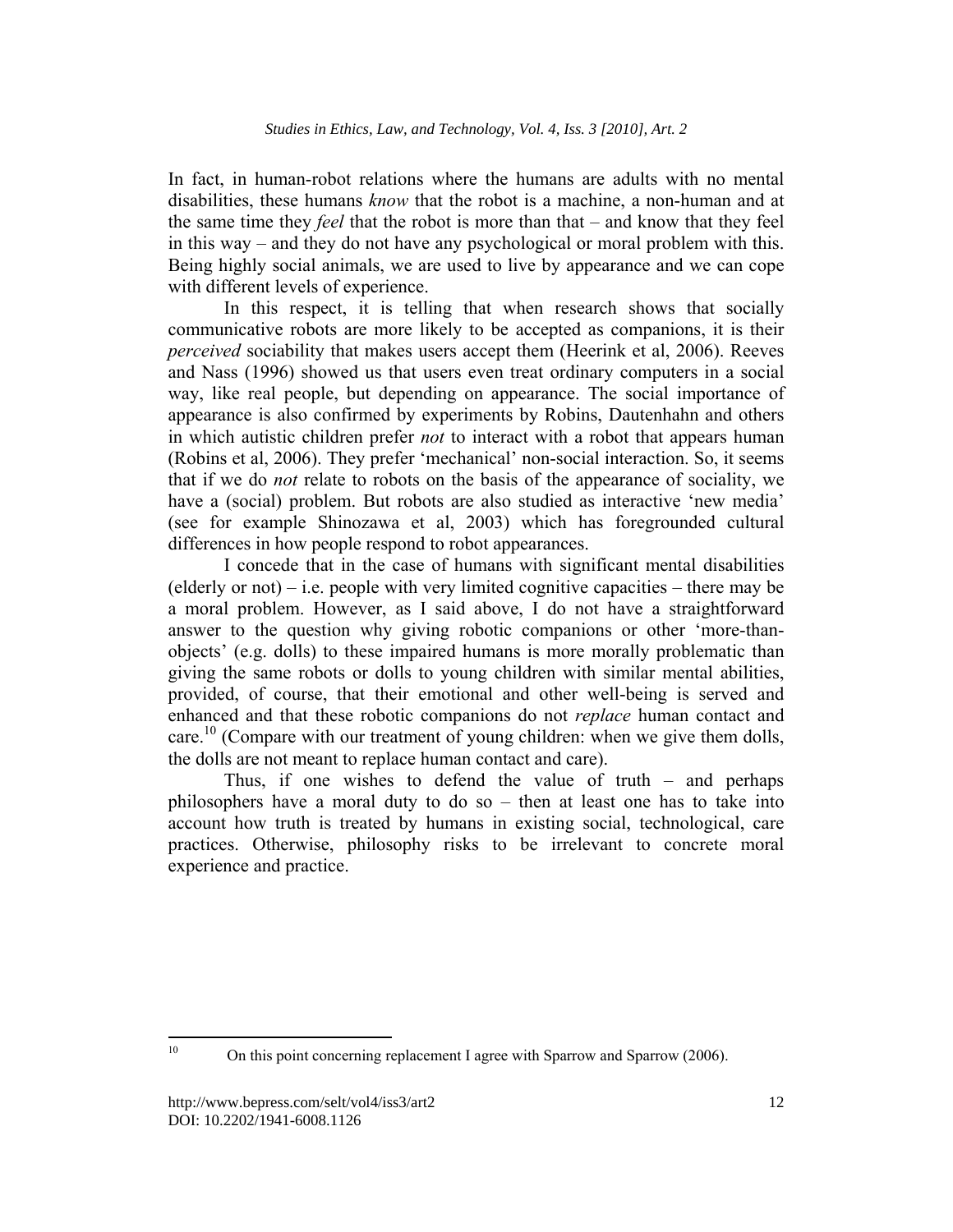In fact, in human-robot relations where the humans are adults with no mental disabilities, these humans *know* that the robot is a machine, a non-human and at the same time they *feel* that the robot is more than that – and know that they feel in this way – and they do not have any psychological or moral problem with this. Being highly social animals, we are used to live by appearance and we can cope with different levels of experience.

In this respect, it is telling that when research shows that socially communicative robots are more likely to be accepted as companions, it is their *perceived* sociability that makes users accept them (Heerink et al, 2006). Reeves and Nass (1996) showed us that users even treat ordinary computers in a social way, like real people, but depending on appearance. The social importance of appearance is also confirmed by experiments by Robins, Dautenhahn and others in which autistic children prefer *not* to interact with a robot that appears human (Robins et al, 2006). They prefer 'mechanical' non-social interaction. So, it seems that if we do *not* relate to robots on the basis of the appearance of sociality, we have a (social) problem. But robots are also studied as interactive 'new media' (see for example Shinozawa et al, 2003) which has foregrounded cultural differences in how people respond to robot appearances.

I concede that in the case of humans with significant mental disabilities (elderly or not) – i.e. people with very limited cognitive capacities – there may be a moral problem. However, as I said above, I do not have a straightforward answer to the question why giving robotic companions or other 'more-than-objects' (e.g. dolls) to these impaired humans is more morally problematic than giving the same robots or dolls to young children with similar mental abilities, provided, of course, that their emotional and other well-being is served and enhanced and that these robotic companions do not *replace* human contact and care.[10] (Compare with our treatment of young children: when we give them dolls, the dolls are not meant to replace human contact and care).

Thus, if one wishes to defend the value of truth – and perhaps philosophers have a moral duty to do so – then at least one has to take into account how truth is treated by humans in existing social, technological, care practices. Otherwise, philosophy risks to be irrelevant to concrete moral experience and practice.

---

[10] On this point concerning replacement I agree with Sparrow and Sparrow (2006).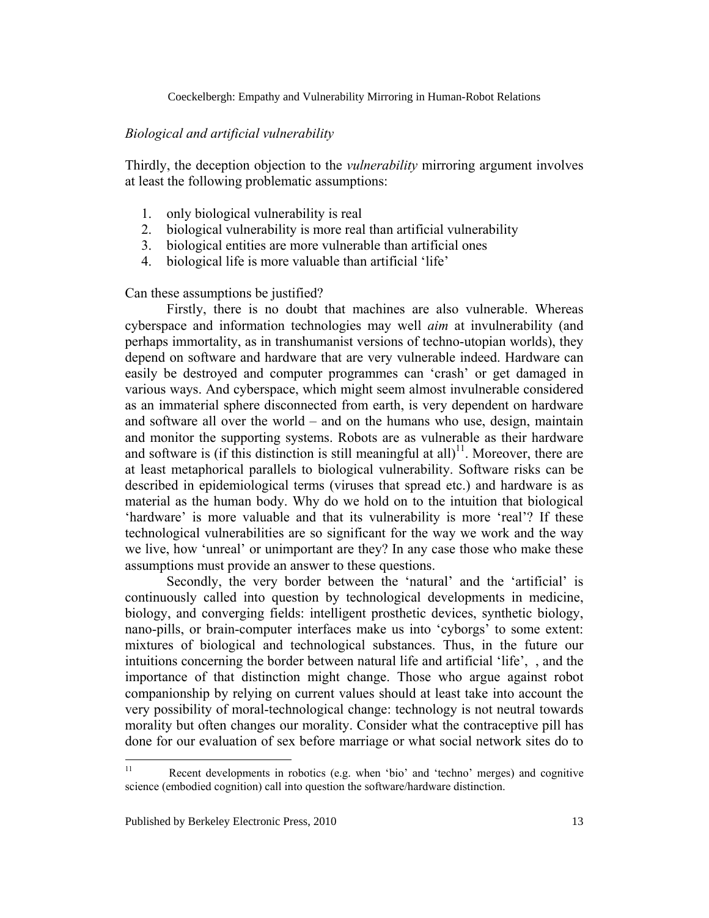*Biological and artificial vulnerability*

Thirdly, the deception objection to the *vulnerability* mirroring argument involves at least the following problematic assumptions:

1. only biological vulnerability is real
2. biological vulnerability is more real than artificial vulnerability
3. biological entities are more vulnerable than artificial ones
4. biological life is more valuable than artificial 'life'

Can these assumptions be justified?

Firstly, there is no doubt that machines are also vulnerable. Whereas cyberspace and information technologies may well *aim* at invulnerability (and perhaps immortality, as in transhumanist versions of techno-utopian worlds), they depend on software and hardware that are very vulnerable indeed. Hardware can easily be destroyed and computer programmes can 'crash' or get damaged in various ways. And cyberspace, which might seem almost invulnerable considered as an immaterial sphere disconnected from earth, is very dependent on hardware and software all over the world – and on the humans who use, design, maintain and monitor the supporting systems. Robots are as vulnerable as their hardware and software is (if this distinction is still meaningful at all)[11]. Moreover, there are at least metaphorical parallels to biological vulnerability. Software risks can be described in epidemiological terms (viruses that spread etc.) and hardware is as material as the human body. Why do we hold on to the intuition that biological 'hardware' is more valuable and that its vulnerability is more 'real'? If these technological vulnerabilities are so significant for the way we work and the way we live, how 'unreal' or unimportant are they? In any case those who make these assumptions must provide an answer to these questions.

Secondly, the very border between the 'natural' and the 'artificial' is continuously called into question by technological developments in medicine, biology, and converging fields: intelligent prosthetic devices, synthetic biology, nano-pills, or brain-computer interfaces make us into 'cyborgs' to some extent: mixtures of biological and technological substances. Thus, in the future our intuitions concerning the border between natural life and artificial 'life', , and the importance of that distinction might change. Those who argue against robot companionship by relying on current values should at least take into account the very possibility of moral-technological change: technology is not neutral towards morality but often changes our morality. Consider what the contraceptive pill has done for our evaluation of sex before marriage or what social network sites do to

---

[11] Recent developments in robotics (e.g. when 'bio' and 'techno' merges) and cognitive science (embodied cognition) call into question the software/hardware distinction.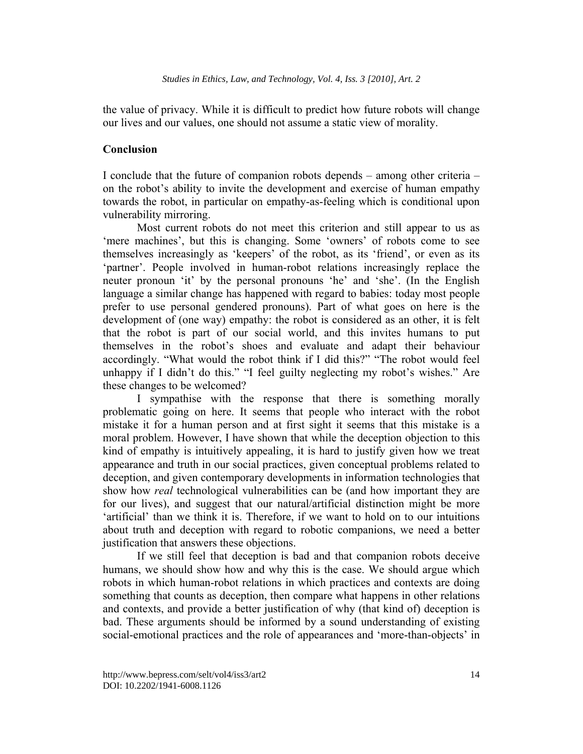the value of privacy. While it is difficult to predict how future robots will change our lives and our values, one should not assume a static view of morality.

## Conclusion

I conclude that the future of companion robots depends – among other criteria – on the robot's ability to invite the development and exercise of human empathy towards the robot, in particular on empathy-as-feeling which is conditional upon vulnerability mirroring.

Most current robots do not meet this criterion and still appear to us as 'mere machines', but this is changing. Some 'owners' of robots come to see themselves increasingly as 'keepers' of the robot, as its 'friend', or even as its 'partner'. People involved in human-robot relations increasingly replace the neuter pronoun 'it' by the personal pronouns 'he' and 'she'. (In the English language a similar change has happened with regard to babies: today most people prefer to use personal gendered pronouns). Part of what goes on here is the development of (one way) empathy: the robot is considered as an other, it is felt that the robot is part of our social world, and this invites humans to put themselves in the robot's shoes and evaluate and adapt their behaviour accordingly. "What would the robot think if I did this?" "The robot would feel unhappy if I didn't do this." "I feel guilty neglecting my robot's wishes." Are these changes to be welcomed?

I sympathise with the response that there is something morally problematic going on here. It seems that people who interact with the robot mistake it for a human person and at first sight it seems that this mistake is a moral problem. However, I have shown that while the deception objection to this kind of empathy is intuitively appealing, it is hard to justify given how we treat appearance and truth in our social practices, given conceptual problems related to deception, and given contemporary developments in information technologies that show how *real* technological vulnerabilities can be (and how important they are for our lives), and suggest that our natural/artificial distinction might be more 'artificial' than we think it is. Therefore, if we want to hold on to our intuitions about truth and deception with regard to robotic companions, we need a better justification that answers these objections.

If we still feel that deception is bad and that companion robots deceive humans, we should show how and why this is the case. We should argue which robots in which human-robot relations in which practices and contexts are doing something that counts as deception, then compare what happens in other relations and contexts, and provide a better justification of why (that kind of) deception is bad. These arguments should be informed by a sound understanding of existing social-emotional practices and the role of appearances and 'more-than-objects' in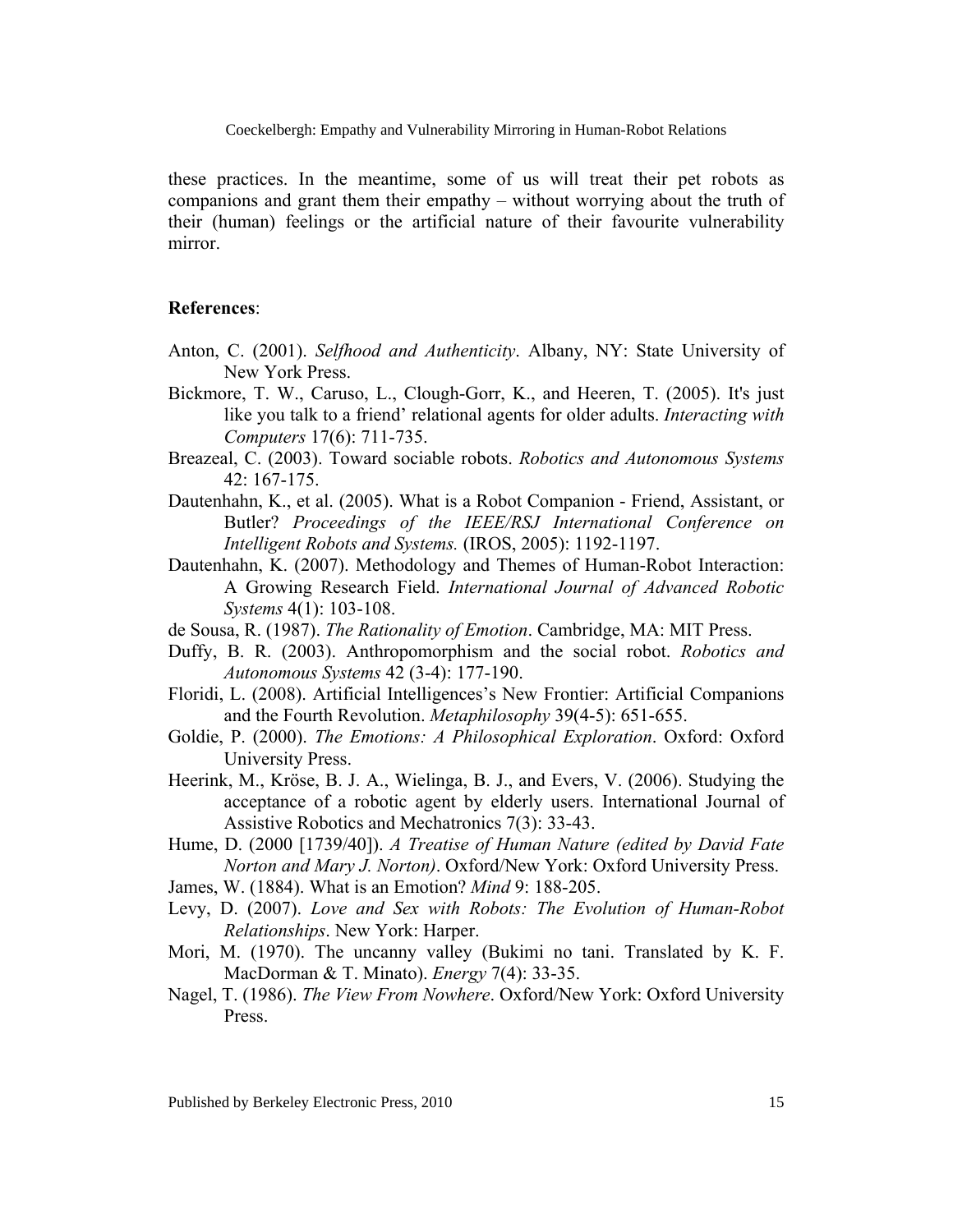these practices. In the meantime, some of us will treat their pet robots as companions and grant them their empathy – without worrying about the truth of their (human) feelings or the artificial nature of their favourite vulnerability mirror.

**References**:

Anton, C. (2001). *Selfhood and Authenticity*. Albany, NY: State University of New York Press.

Bickmore, T. W., Caruso, L., Clough-Gorr, K., and Heeren, T. (2005). It's just like you talk to a friend' relational agents for older adults. *Interacting with Computers* 17(6): 711-735.

Breazeal, C. (2003). Toward sociable robots. *Robotics and Autonomous Systems* 42: 167-175.

Dautenhahn, K., et al. (2005). What is a Robot Companion - Friend, Assistant, or Butler? *Proceedings of the IEEE/RSJ International Conference on Intelligent Robots and Systems.* (IROS, 2005): 1192-1197.

Dautenhahn, K. (2007). Methodology and Themes of Human-Robot Interaction: A Growing Research Field. *International Journal of Advanced Robotic Systems* 4(1): 103-108.

de Sousa, R. (1987). *The Rationality of Emotion*. Cambridge, MA: MIT Press.

Duffy, B. R. (2003). Anthropomorphism and the social robot. *Robotics and Autonomous Systems* 42 (3-4): 177-190.

Floridi, L. (2008). Artificial Intelligences's New Frontier: Artificial Companions and the Fourth Revolution. *Metaphilosophy* 39(4-5): 651-655.

Goldie, P. (2000). *The Emotions: A Philosophical Exploration*. Oxford: Oxford University Press.

Heerink, M., Kröse, B. J. A., Wielinga, B. J., and Evers, V. (2006). Studying the acceptance of a robotic agent by elderly users. International Journal of Assistive Robotics and Mechatronics 7(3): 33-43.

Hume, D. (2000 [1739/40]). *A Treatise of Human Nature (edited by David Fate Norton and Mary J. Norton)*. Oxford/New York: Oxford University Press.

James, W. (1884). What is an Emotion? *Mind* 9: 188-205.

Levy, D. (2007). *Love and Sex with Robots: The Evolution of Human-Robot Relationships*. New York: Harper.

Mori, M. (1970). The uncanny valley (Bukimi no tani. Translated by K. F. MacDorman & T. Minato). *Energy* 7(4): 33-35.

Nagel, T. (1986). *The View From Nowhere*. Oxford/New York: Oxford University Press.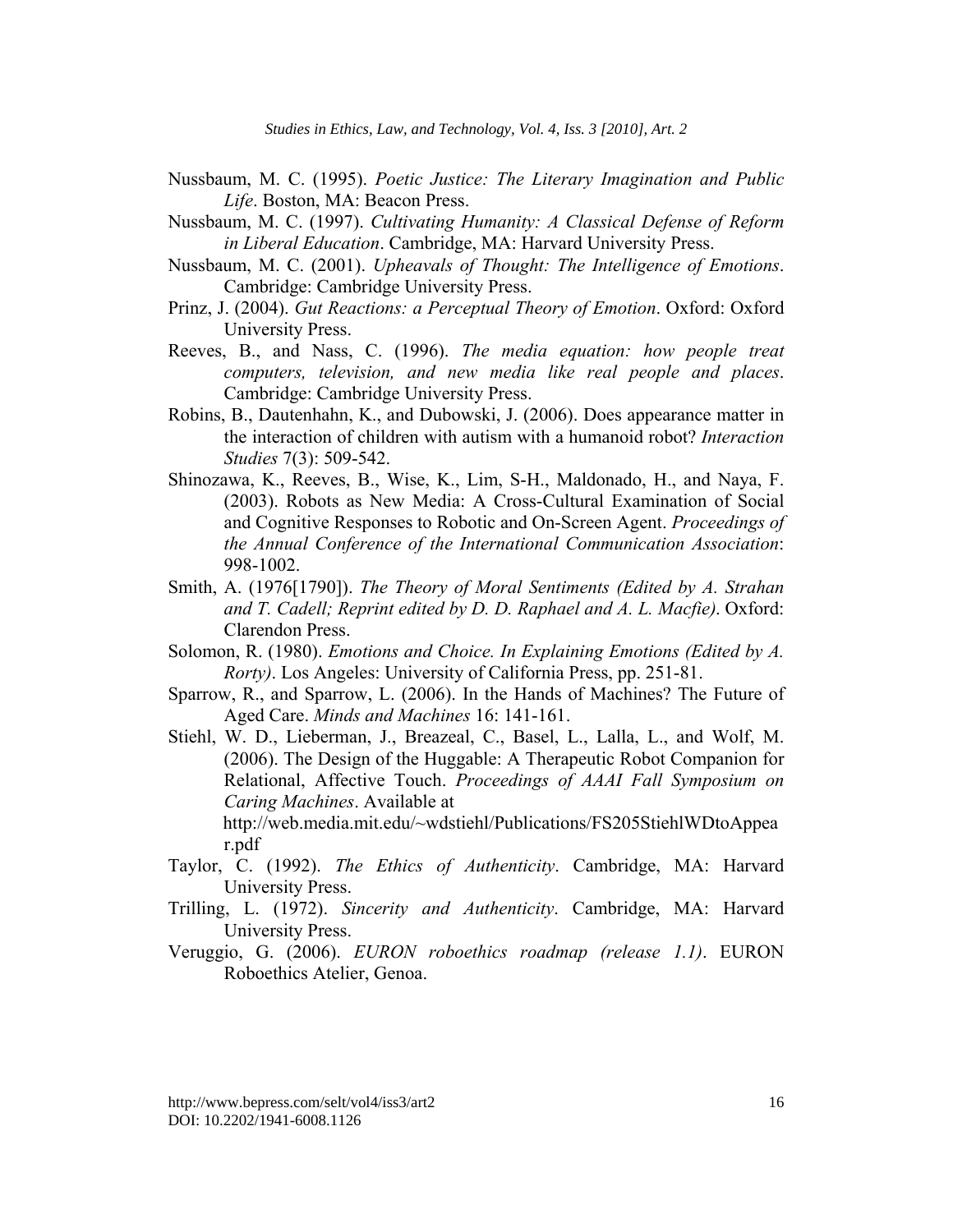Nussbaum, M. C. (1995). *Poetic Justice: The Literary Imagination and Public Life*. Boston, MA: Beacon Press.

Nussbaum, M. C. (1997). *Cultivating Humanity: A Classical Defense of Reform in Liberal Education*. Cambridge, MA: Harvard University Press.

Nussbaum, M. C. (2001). *Upheavals of Thought: The Intelligence of Emotions*. Cambridge: Cambridge University Press.

Prinz, J. (2004). *Gut Reactions: a Perceptual Theory of Emotion*. Oxford: Oxford University Press.

Reeves, B., and Nass, C. (1996). *The media equation: how people treat computers, television, and new media like real people and places*. Cambridge: Cambridge University Press.

Robins, B., Dautenhahn, K., and Dubowski, J. (2006). Does appearance matter in the interaction of children with autism with a humanoid robot? *Interaction Studies* 7(3): 509-542.

Shinozawa, K., Reeves, B., Wise, K., Lim, S-H., Maldonado, H., and Naya, F. (2003). Robots as New Media: A Cross-Cultural Examination of Social and Cognitive Responses to Robotic and On-Screen Agent. *Proceedings of the Annual Conference of the International Communication Association*: 998-1002.

Smith, A. (1976[1790]). *The Theory of Moral Sentiments (Edited by A. Strahan and T. Cadell; Reprint edited by D. D. Raphael and A. L. Macfie)*. Oxford: Clarendon Press.

Solomon, R. (1980). *Emotions and Choice. In Explaining Emotions (Edited by A. Rorty)*. Los Angeles: University of California Press, pp. 251-81.

Sparrow, R., and Sparrow, L. (2006). In the Hands of Machines? The Future of Aged Care. *Minds and Machines* 16: 141-161.

Stiehl, W. D., Lieberman, J., Breazeal, C., Basel, L., Lalla, L., and Wolf, M. (2006). The Design of the Huggable: A Therapeutic Robot Companion for Relational, Affective Touch. *Proceedings of AAAI Fall Symposium on Caring Machines*. Available at http://web.media.mit.edu/~wdstiehl/Publications/FS205StiehlWDtoAppear.pdf

Taylor, C. (1992). *The Ethics of Authenticity*. Cambridge, MA: Harvard University Press.

Trilling, L. (1972). *Sincerity and Authenticity*. Cambridge, MA: Harvard University Press.

Veruggio, G. (2006). *EURON roboethics roadmap (release 1.1)*. EURON Roboethics Atelier, Genoa.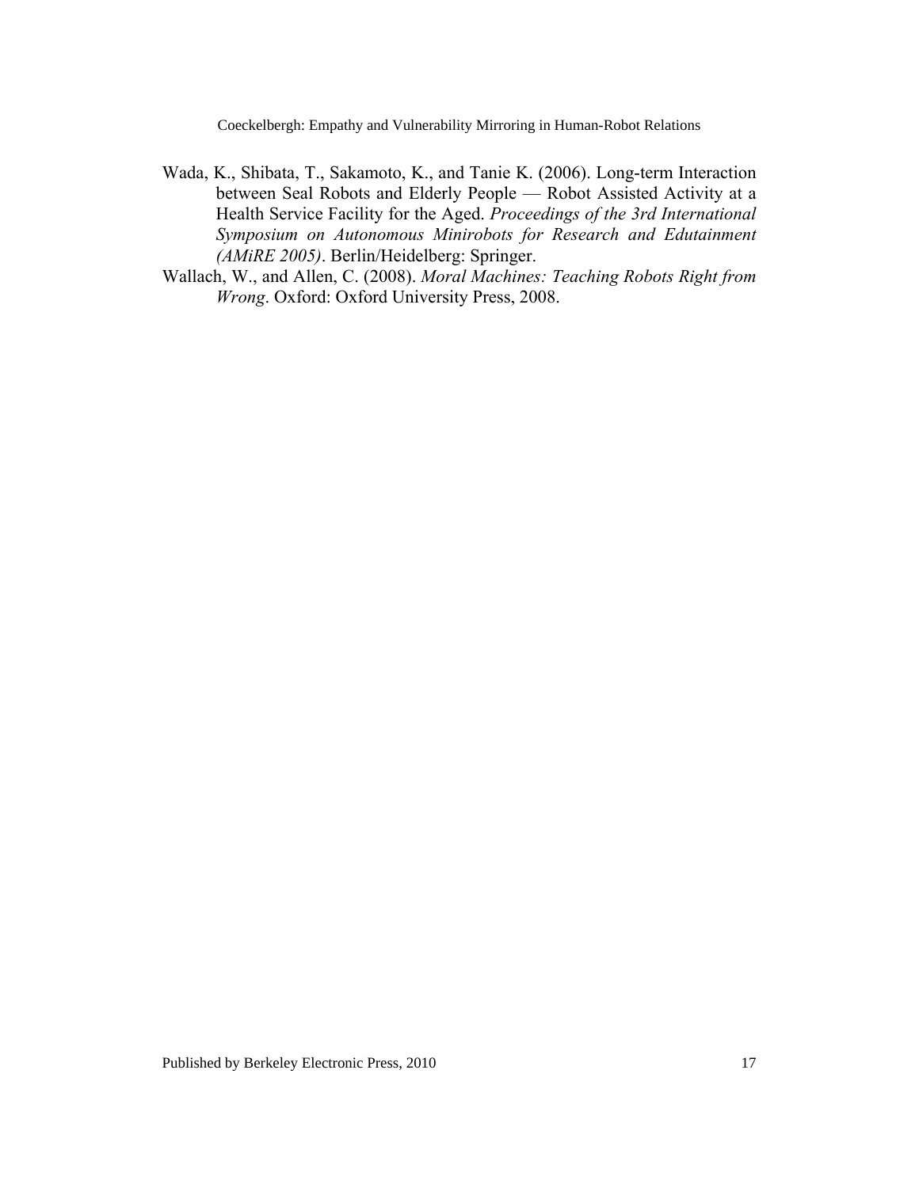Wada, K., Shibata, T., Sakamoto, K., and Tanie K. (2006). Long-term Interaction between Seal Robots and Elderly People — Robot Assisted Activity at a Health Service Facility for the Aged. *Proceedings of the 3rd International Symposium on Autonomous Minirobots for Research and Edutainment (AMiRE 2005)*. Berlin/Heidelberg: Springer.

Wallach, W., and Allen, C. (2008). *Moral Machines: Teaching Robots Right from Wrong*. Oxford: Oxford University Press, 2008.